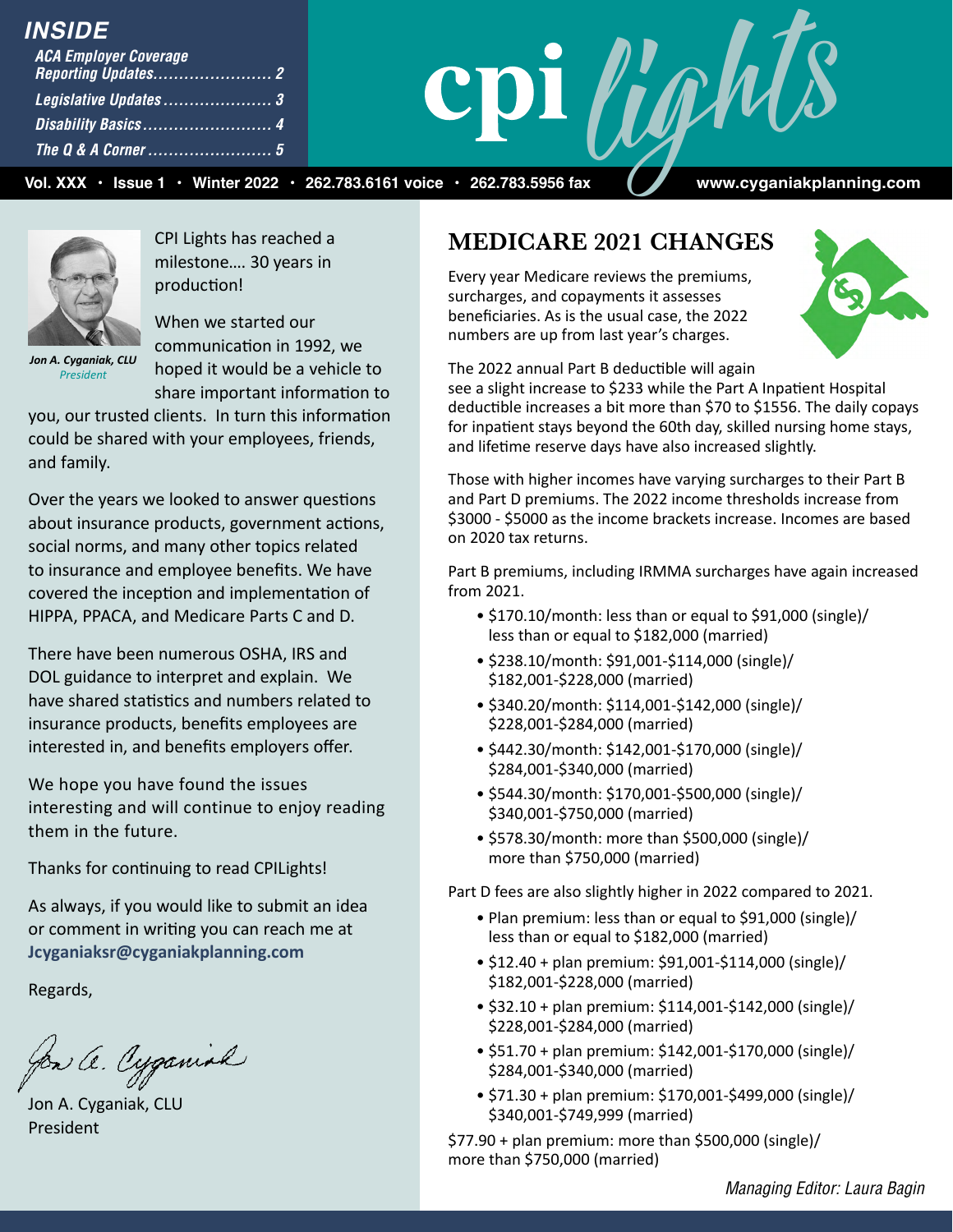## INSIDE

*ACA Employer Coverage Reporting Updates* ....................... 2
*Legislative Updates* ..................... 3
*Disability Basics* ......................... 4
*The Q & A Corner* ........................ 5

# cpi lights

Vol. XXX • Issue 1 • Winter 2022 • 262.783.6161 voice • 262.783.5956 fax www.cyganiakplanning.com

*Jon A. Cyganiak, CLU*
*President*

CPI Lights has reached a milestone.... 30 years in production!

When we started our communication in 1992, we hoped it would be a vehicle to share important information to you, our trusted clients. In turn this information could be shared with your employees, friends, and family.

Over the years we looked to answer questions about insurance products, government actions, social norms, and many other topics related to insurance and employee benefits. We have covered the inception and implementation of HIPPA, PPACA, and Medicare Parts C and D.

There have been numerous OSHA, IRS and DOL guidance to interpret and explain. We have shared statistics and numbers related to insurance products, benefits employees are interested in, and benefits employers offer.

We hope you have found the issues interesting and will continue to enjoy reading them in the future.

Thanks for continuing to read CPILights!

As always, if you would like to submit an idea or comment in writing you can reach me at **Jcyganiaksr@cyganiakplanning.com**

Regards,

Jon A. Cyganiak, CLU
President

## MEDICARE 2021 CHANGES

Every year Medicare reviews the premiums, surcharges, and copayments it assesses beneficiaries. As is the usual case, the 2022 numbers are up from last year's charges.

The 2022 annual Part B deductible will again see a slight increase to $233 while the Part A Inpatient Hospital deductible increases a bit more than $70 to $1556. The daily copays for inpatient stays beyond the 60th day, skilled nursing home stays, and lifetime reserve days have also increased slightly.

Those with higher incomes have varying surcharges to their Part B and Part D premiums. The 2022 income thresholds increase from $3000 - $5000 as the income brackets increase. Incomes are based on 2020 tax returns.

Part B premiums, including IRMMA surcharges have again increased from 2021.

- $170.10/month: less than or equal to $91,000 (single)/ less than or equal to $182,000 (married)
- $238.10/month: $91,001-$114,000 (single)/ $182,001-$228,000 (married)
- $340.20/month: $114,001-$142,000 (single)/ $228,001-$284,000 (married)
- $442.30/month: $142,001-$170,000 (single)/ $284,001-$340,000 (married)
- $544.30/month: $170,001-$500,000 (single)/ $340,001-$750,000 (married)
- $578.30/month: more than $500,000 (single)/ more than $750,000 (married)

Part D fees are also slightly higher in 2022 compared to 2021.

- Plan premium: less than or equal to $91,000 (single)/ less than or equal to $182,000 (married)
- $12.40 + plan premium: $91,001-$114,000 (single)/ $182,001-$228,000 (married)
- $32.10 + plan premium: $114,001-$142,000 (single)/ $228,001-$284,000 (married)
- $51.70 + plan premium: $142,001-$170,000 (single)/ $284,001-$340,000 (married)
- $71.30 + plan premium: $170,001-$499,000 (single)/ $340,001-$749,999 (married)

$77.90 + plan premium: more than $500,000 (single)/ more than $750,000 (married)

*Managing Editor: Laura Bagin*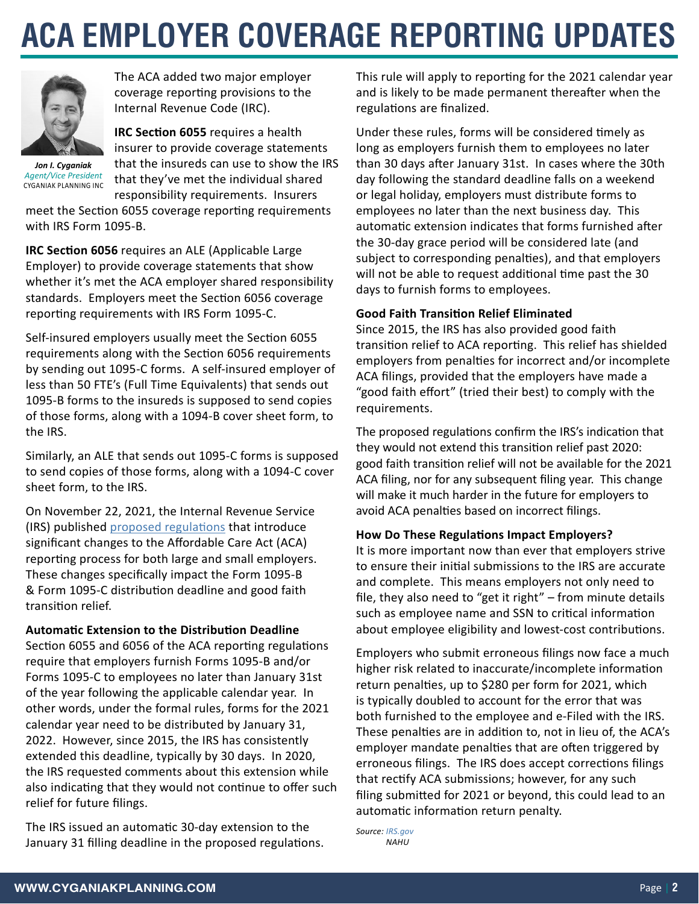# ACA EMPLOYER COVERAGE REPORTING UPDATES

*Jon I. Cyganiak*
*Agent/Vice President*
CYGANIAK PLANNING INC

The ACA added two major employer coverage reporting provisions to the Internal Revenue Code (IRC).

**IRC Section 6055** requires a health insurer to provide coverage statements that the insureds can use to show the IRS that they've met the individual shared responsibility requirements. Insurers meet the Section 6055 coverage reporting requirements with IRS Form 1095-B.

**IRC Section 6056** requires an ALE (Applicable Large Employer) to provide coverage statements that show whether it's met the ACA employer shared responsibility standards. Employers meet the Section 6056 coverage reporting requirements with IRS Form 1095-C.

Self-insured employers usually meet the Section 6055 requirements along with the Section 6056 requirements by sending out 1095-C forms. A self-insured employer of less than 50 FTE's (Full Time Equivalents) that sends out 1095-B forms to the insureds is supposed to send copies of those forms, along with a 1094-B cover sheet form, to the IRS.

Similarly, an ALE that sends out 1095-C forms is supposed to send copies of those forms, along with a 1094-C cover sheet form, to the IRS.

On November 22, 2021, the Internal Revenue Service (IRS) published proposed regulations that introduce significant changes to the Affordable Care Act (ACA) reporting process for both large and small employers. These changes specifically impact the Form 1095-B & Form 1095-C distribution deadline and good faith transition relief.

**Automatic Extension to the Distribution Deadline**

Section 6055 and 6056 of the ACA reporting regulations require that employers furnish Forms 1095-B and/or Forms 1095-C to employees no later than January 31st of the year following the applicable calendar year. In other words, under the formal rules, forms for the 2021 calendar year need to be distributed by January 31, 2022. However, since 2015, the IRS has consistently extended this deadline, typically by 30 days. In 2020, the IRS requested comments about this extension while also indicating that they would not continue to offer such relief for future filings.

The IRS issued an automatic 30-day extension to the January 31 filling deadline in the proposed regulations. This rule will apply to reporting for the 2021 calendar year and is likely to be made permanent thereafter when the regulations are finalized.

Under these rules, forms will be considered timely as long as employers furnish them to employees no later than 30 days after January 31st. In cases where the 30th day following the standard deadline falls on a weekend or legal holiday, employers must distribute forms to employees no later than the next business day. This automatic extension indicates that forms furnished after the 30-day grace period will be considered late (and subject to corresponding penalties), and that employers will not be able to request additional time past the 30 days to furnish forms to employees.

**Good Faith Transition Relief Eliminated**

Since 2015, the IRS has also provided good faith transition relief to ACA reporting. This relief has shielded employers from penalties for incorrect and/or incomplete ACA filings, provided that the employers have made a "good faith effort" (tried their best) to comply with the requirements.

The proposed regulations confirm the IRS's indication that they would not extend this transition relief past 2020: good faith transition relief will not be available for the 2021 ACA filing, nor for any subsequent filing year. This change will make it much harder in the future for employers to avoid ACA penalties based on incorrect filings.

**How Do These Regulations Impact Employers?**

It is more important now than ever that employers strive to ensure their initial submissions to the IRS are accurate and complete. This means employers not only need to file, they also need to "get it right" – from minute details such as employee name and SSN to critical information about employee eligibility and lowest-cost contributions.

Employers who submit erroneous filings now face a much higher risk related to inaccurate/incomplete information return penalties, up to $280 per form for 2021, which is typically doubled to account for the error that was both furnished to the employee and e-Filed with the IRS. These penalties are in addition to, not in lieu of, the ACA's employer mandate penalties that are often triggered by erroneous filings. The IRS does accept corrections filings that rectify ACA submissions; however, for any such filing submitted for 2021 or beyond, this could lead to an automatic information return penalty.

*Source: IRS.gov*
*NAHU*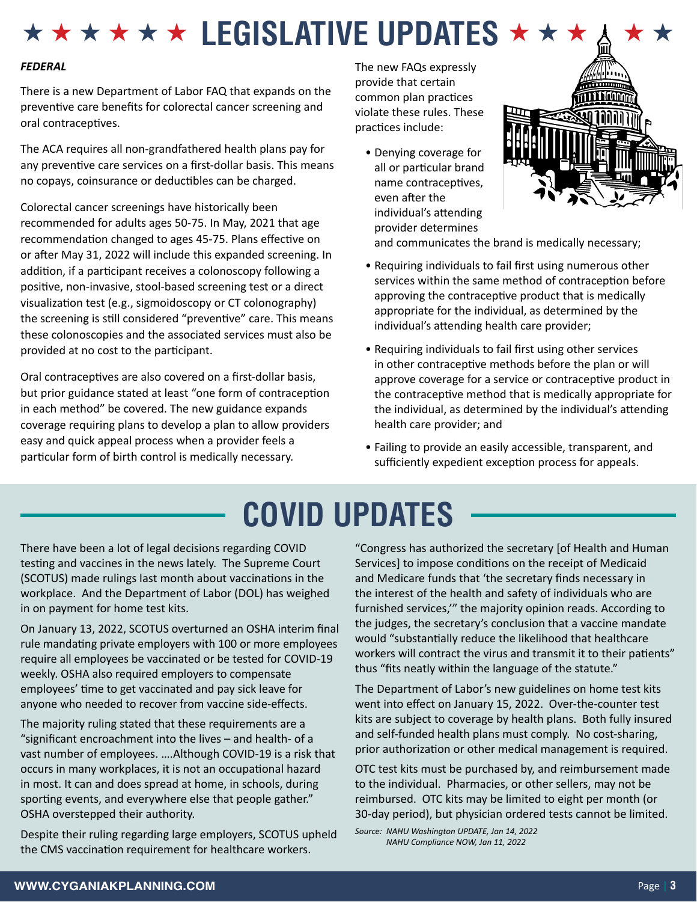# ★ ★ ★ ★ ★ ★ LEGISLATIVE UPDATES ★ ★ ★ ★ ★

***FEDERAL***

There is a new Department of Labor FAQ that expands on the preventive care benefits for colorectal cancer screening and oral contraceptives.

The ACA requires all non-grandfathered health plans pay for any preventive care services on a first-dollar basis. This means no copays, coinsurance or deductibles can be charged.

Colorectal cancer screenings have historically been recommended for adults ages 50-75. In May, 2021 that age recommendation changed to ages 45-75. Plans effective on or after May 31, 2022 will include this expanded screening. In addition, if a participant receives a colonoscopy following a positive, non-invasive, stool-based screening test or a direct visualization test (e.g., sigmoidoscopy or CT colonography) the screening is still considered "preventive" care. This means these colonoscopies and the associated services must also be provided at no cost to the participant.

Oral contraceptives are also covered on a first-dollar basis, but prior guidance stated at least "one form of contraception in each method" be covered. The new guidance expands coverage requiring plans to develop a plan to allow providers easy and quick appeal process when a provider feels a particular form of birth control is medically necessary.

The new FAQs expressly provide that certain common plan practices violate these rules. These practices include:

- Denying coverage for all or particular brand name contraceptives, even after the individual's attending provider determines and communicates the brand is medically necessary;
- Requiring individuals to fail first using numerous other services within the same method of contraception before approving the contraceptive product that is medically appropriate for the individual, as determined by the individual's attending health care provider;
- Requiring individuals to fail first using other services in other contraceptive methods before the plan or will approve coverage for a service or contraceptive product in the contraceptive method that is medically appropriate for the individual, as determined by the individual's attending health care provider; and
- Failing to provide an easily accessible, transparent, and sufficiently expedient exception process for appeals.

# COVID UPDATES

There have been a lot of legal decisions regarding COVID testing and vaccines in the news lately. The Supreme Court (SCOTUS) made rulings last month about vaccinations in the workplace. And the Department of Labor (DOL) has weighed in on payment for home test kits.

On January 13, 2022, SCOTUS overturned an OSHA interim final rule mandating private employers with 100 or more employees require all employees be vaccinated or be tested for COVID-19 weekly. OSHA also required employers to compensate employees' time to get vaccinated and pay sick leave for anyone who needed to recover from vaccine side-effects.

The majority ruling stated that these requirements are a "significant encroachment into the lives – and health- of a vast number of employees. ….Although COVID-19 is a risk that occurs in many workplaces, it is not an occupational hazard in most. It can and does spread at home, in schools, during sporting events, and everywhere else that people gather." OSHA overstepped their authority.

Despite their ruling regarding large employers, SCOTUS upheld the CMS vaccination requirement for healthcare workers.

"Congress has authorized the secretary [of Health and Human Services] to impose conditions on the receipt of Medicaid and Medicare funds that 'the secretary finds necessary in the interest of the health and safety of individuals who are furnished services,'" the majority opinion reads. According to the judges, the secretary's conclusion that a vaccine mandate would "substantially reduce the likelihood that healthcare workers will contract the virus and transmit it to their patients" thus "fits neatly within the language of the statute."

The Department of Labor's new guidelines on home test kits went into effect on January 15, 2022. Over-the-counter test kits are subject to coverage by health plans. Both fully insured and self-funded health plans must comply. No cost-sharing, prior authorization or other medical management is required.

OTC test kits must be purchased by, and reimbursement made to the individual. Pharmacies, or other sellers, may not be reimbursed. OTC kits may be limited to eight per month (or 30-day period), but physician ordered tests cannot be limited.

*Source: NAHU Washington UPDATE, Jan 14, 2022*
*NAHU Compliance NOW, Jan 11, 2022*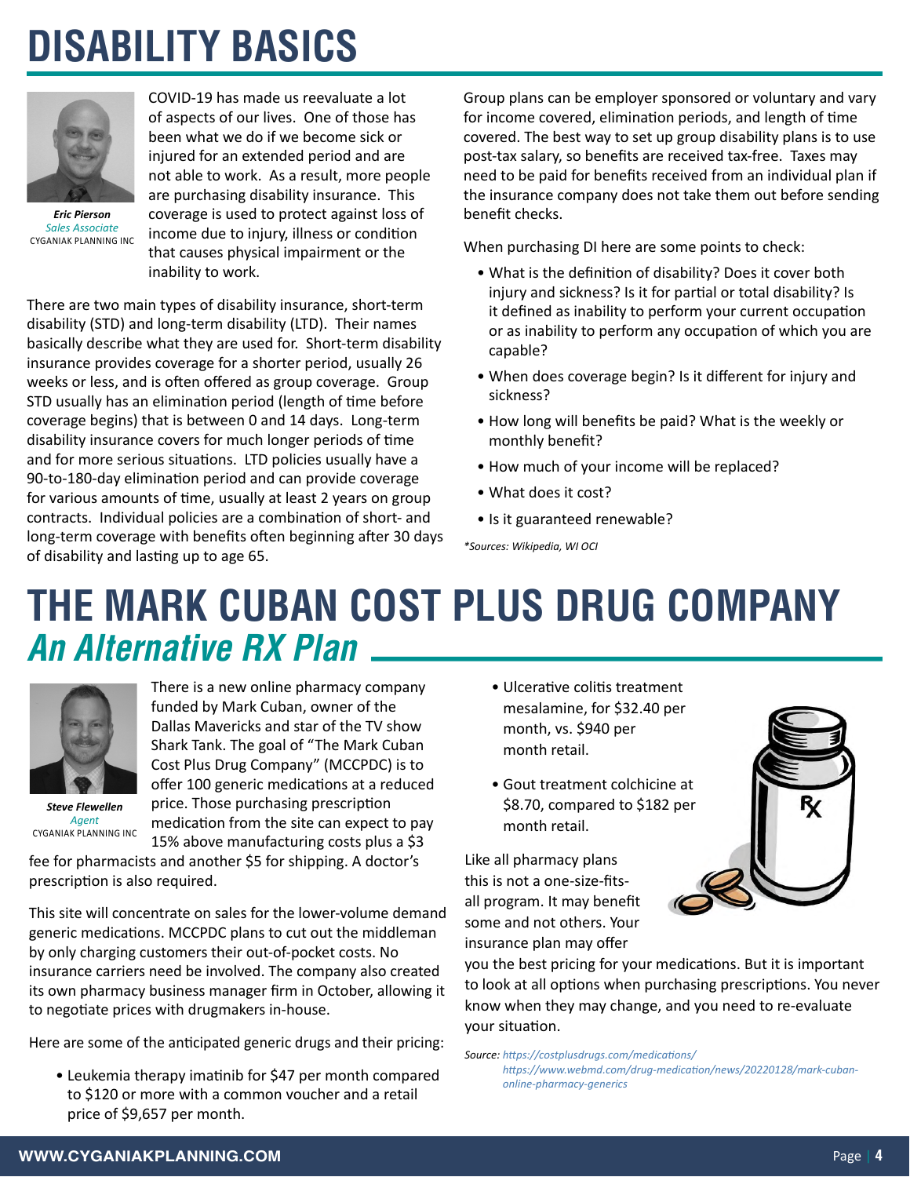# DISABILITY BASICS

***Eric Pierson***
*Sales Associate*
CYGANIAK PLANNING INC

COVID-19 has made us reevaluate a lot of aspects of our lives. One of those has been what we do if we become sick or injured for an extended period and are not able to work. As a result, more people are purchasing disability insurance. This coverage is used to protect against loss of income due to injury, illness or condition that causes physical impairment or the inability to work.

There are two main types of disability insurance, short-term disability (STD) and long-term disability (LTD). Their names basically describe what they are used for. Short-term disability insurance provides coverage for a shorter period, usually 26 weeks or less, and is often offered as group coverage. Group STD usually has an elimination period (length of time before coverage begins) that is between 0 and 14 days. Long-term disability insurance covers for much longer periods of time and for more serious situations. LTD policies usually have a 90-to-180-day elimination period and can provide coverage for various amounts of time, usually at least 2 years on group contracts. Individual policies are a combination of short- and long-term coverage with benefits often beginning after 30 days of disability and lasting up to age 65.

Group plans can be employer sponsored or voluntary and vary for income covered, elimination periods, and length of time covered. The best way to set up group disability plans is to use post-tax salary, so benefits are received tax-free. Taxes may need to be paid for benefits received from an individual plan if the insurance company does not take them out before sending benefit checks.

When purchasing DI here are some points to check:

- What is the definition of disability? Does it cover both injury and sickness? Is it for partial or total disability? Is it defined as inability to perform your current occupation or as inability to perform any occupation of which you are capable?
- When does coverage begin? Is it different for injury and sickness?
- How long will benefits be paid? What is the weekly or monthly benefit?
- How much of your income will be replaced?
- What does it cost?
- Is it guaranteed renewable?

*\*Sources: Wikipedia, WI OCI*

# THE MARK CUBAN COST PLUS DRUG COMPANY

## *An Alternative RX Plan*

***Steve Flewellen***
*Agent*
CYGANIAK PLANNING INC

There is a new online pharmacy company funded by Mark Cuban, owner of the Dallas Mavericks and star of the TV show Shark Tank. The goal of "The Mark Cuban Cost Plus Drug Company" (MCCPDC) is to offer 100 generic medications at a reduced price. Those purchasing prescription medication from the site can expect to pay 15% above manufacturing costs plus a $3 fee for pharmacists and another $5 for shipping. A doctor's prescription is also required.

This site will concentrate on sales for the lower-volume demand generic medications. MCCPDC plans to cut out the middleman by only charging customers their out-of-pocket costs. No insurance carriers need be involved. The company also created its own pharmacy business manager firm in October, allowing it to negotiate prices with drugmakers in-house.

Here are some of the anticipated generic drugs and their pricing:

- Leukemia therapy imatinib for $47 per month compared to $120 or more with a common voucher and a retail price of $9,657 per month.
- Ulcerative colitis treatment mesalamine, for $32.40 per month, vs. $940 per month retail.
- Gout treatment colchicine at $8.70, compared to $182 per month retail.

Like all pharmacy plans this is not a one-size-fits-all program. It may benefit some and not others. Your insurance plan may offer you the best pricing for your medications. But it is important to look at all options when purchasing prescriptions. You never know when they may change, and you need to re-evaluate your situation.

*Source: https://costplusdrugs.com/medications/*
*https://www.webmd.com/drug-medication/news/20220128/mark-cuban-online-pharmacy-generics*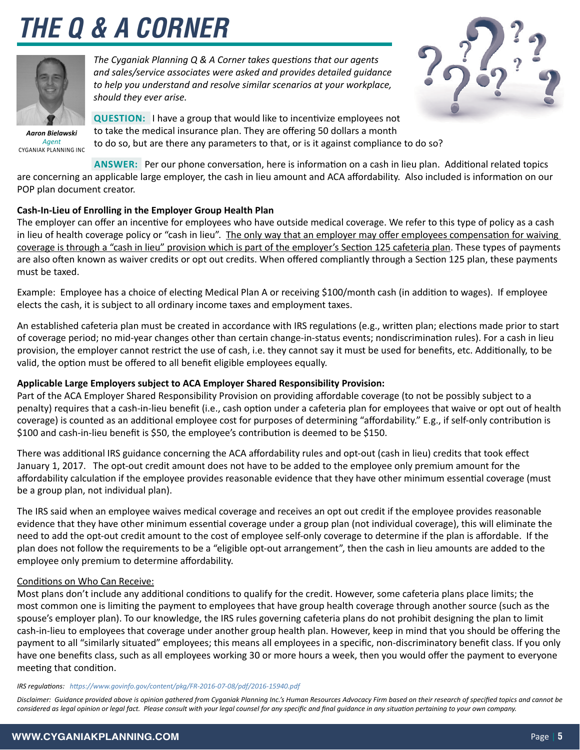# THE Q & A CORNER

*The Cyganiak Planning Q & A Corner takes questions that our agents and sales/service associates were asked and provides detailed guidance to help you understand and resolve similar scenarios at your workplace, should they ever arise.*

***Aaron Bielawski***
*Agent*
CYGANIAK PLANNING INC

**QUESTION:** I have a group that would like to incentivize employees not to take the medical insurance plan. They are offering 50 dollars a month to do so, but are there any parameters to that, or is it against compliance to do so?

**ANSWER:** Per our phone conversation, here is information on a cash in lieu plan. Additional related topics are concerning an applicable large employer, the cash in lieu amount and ACA affordability. Also included is information on our POP plan document creator.

**Cash-In-Lieu of Enrolling in the Employer Group Health Plan**

The employer can offer an incentive for employees who have outside medical coverage. We refer to this type of policy as a cash in lieu of health coverage policy or "cash in lieu". <u>The only way that an employer may offer employees compensation for waiving coverage is through a "cash in lieu" provision which is part of the employer's Section 125 cafeteria plan</u>. These types of payments are also often known as waiver credits or opt out credits. When offered compliantly through a Section 125 plan, these payments must be taxed.

Example: Employee has a choice of electing Medical Plan A or receiving $100/month cash (in addition to wages). If employee elects the cash, it is subject to all ordinary income taxes and employment taxes.

An established cafeteria plan must be created in accordance with IRS regulations (e.g., written plan; elections made prior to start of coverage period; no mid-year changes other than certain change-in-status events; nondiscrimination rules). For a cash in lieu provision, the employer cannot restrict the use of cash, i.e. they cannot say it must be used for benefits, etc. Additionally, to be valid, the option must be offered to all benefit eligible employees equally.

**Applicable Large Employers subject to ACA Employer Shared Responsibility Provision:**

Part of the ACA Employer Shared Responsibility Provision on providing affordable coverage (to not be possibly subject to a penalty) requires that a cash-in-lieu benefit (i.e., cash option under a cafeteria plan for employees that waive or opt out of health coverage) is counted as an additional employee cost for purposes of determining "affordability." E.g., if self-only contribution is $100 and cash-in-lieu benefit is $50, the employee's contribution is deemed to be $150.

There was additional IRS guidance concerning the ACA affordability rules and opt-out (cash in lieu) credits that took effect January 1, 2017. The opt-out credit amount does not have to be added to the employee only premium amount for the affordability calculation if the employee provides reasonable evidence that they have other minimum essential coverage (must be a group plan, not individual plan).

The IRS said when an employee waives medical coverage and receives an opt out credit if the employee provides reasonable evidence that they have other minimum essential coverage under a group plan (not individual coverage), this will eliminate the need to add the opt-out credit amount to the cost of employee self-only coverage to determine if the plan is affordable. If the plan does not follow the requirements to be a "eligible opt-out arrangement", then the cash in lieu amounts are added to the employee only premium to determine affordability.

<u>Conditions on Who Can Receive:</u>

Most plans don't include any additional conditions to qualify for the credit. However, some cafeteria plans place limits; the most common one is limiting the payment to employees that have group health coverage through another source (such as the spouse's employer plan). To our knowledge, the IRS rules governing cafeteria plans do not prohibit designing the plan to limit cash-in-lieu to employees that coverage under another group health plan. However, keep in mind that you should be offering the payment to all "similarly situated" employees; this means all employees in a specific, non-discriminatory benefit class. If you only have one benefits class, such as all employees working 30 or more hours a week, then you would offer the payment to everyone meeting that condition.

*IRS regulations: https://www.govinfo.gov/content/pkg/FR-2016-07-08/pdf/2016-15940.pdf*

*Disclaimer: Guidance provided above is opinion gathered from Cyganiak Planning Inc.'s Human Resources Advocacy Firm based on their research of specified topics and cannot be considered as legal opinion or legal fact. Please consult with your legal counsel for any specific and final guidance in any situation pertaining to your own company.*